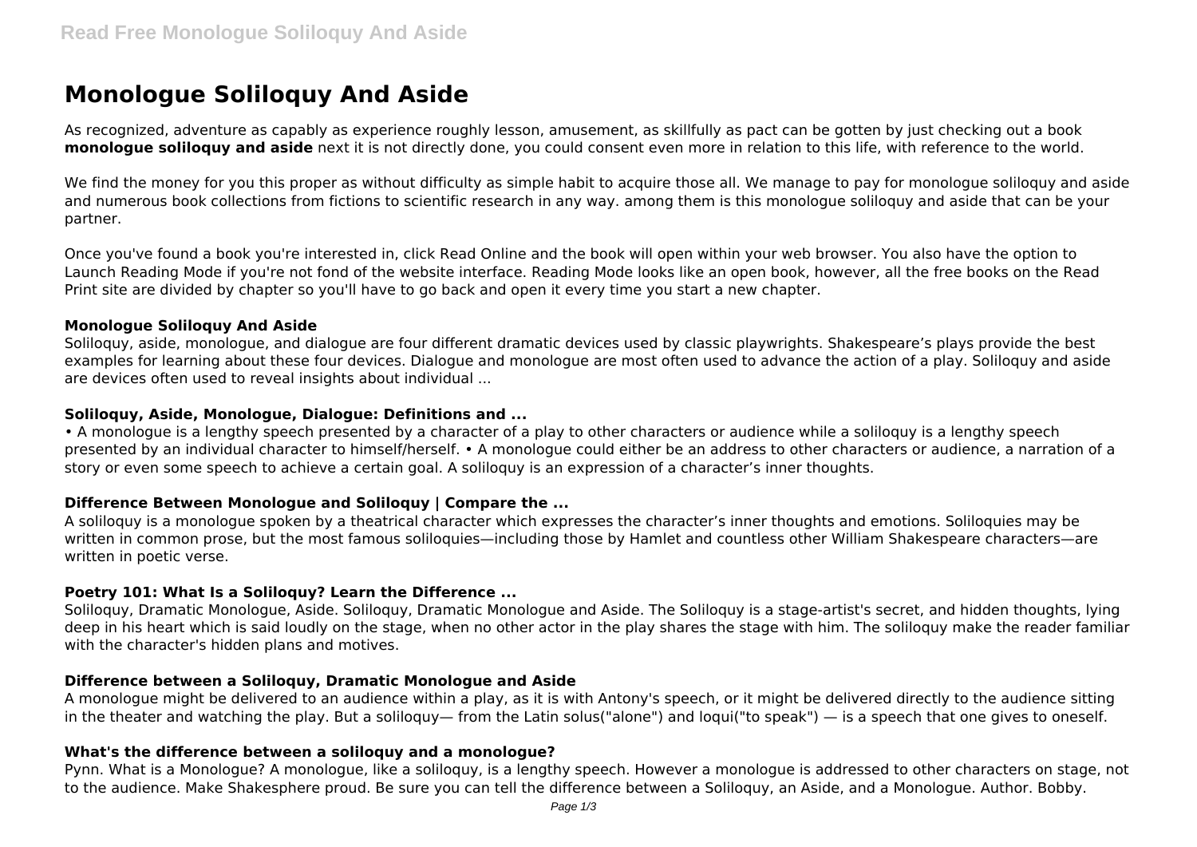# Monologue Soliloquy And Aside

As recognized, adventure as capably as experience roughly lesson, amusement, as skillfully as pact can be gotten by just checking out a book **monologue soliloquy and aside** next it is not directly done, you could consent even more in relation to this life, with reference to the world.

We find the money for you this proper as without difficulty as simple habit to acquire those all. We manage to pay for monologue soliloquy and aside and numerous book collections from fictions to scientific research in any way. among them is this monologue soliloquy and aside that can be your partner.

Once you've found a book you're interested in, click Read Online and the book will open within your web browser. You also have the option to Launch Reading Mode if you're not fond of the website interface. Reading Mode looks like an open book, however, all the free books on the Read Print site are divided by chapter so you'll have to go back and open it every time you start a new chapter.

### Monologue Soliloquy And Aside

Soliloquy, aside, monologue, and dialogue are four different dramatic devices used by classic playwrights. Shakespeare's plays provide the best examples for learning about these four devices. Dialogue and monologue are most often used to advance the action of a play. Soliloquy and aside are devices often used to reveal insights about individual ...

### Soliloquy, Aside, Monologue, Dialogue: Definitions and ...

• A monologue is a lengthy speech presented by a character of a play to other characters or audience while a soliloquy is a lengthy speech presented by an individual character to himself/herself. • A monologue could either be an address to other characters or audience, a narration of a story or even some speech to achieve a certain goal. A soliloquy is an expression of a character's inner thoughts.

### Difference Between Monologue and Soliloquy | Compare the ...

A soliloquy is a monologue spoken by a theatrical character which expresses the character's inner thoughts and emotions. Soliloquies may be written in common prose, but the most famous soliloquies—including those by Hamlet and countless other William Shakespeare characters—are written in poetic verse.

### Poetry 101: What Is a Soliloquy? Learn the Difference ...

Soliloquy, Dramatic Monologue, Aside. Soliloquy, Dramatic Monologue and Aside. The Soliloquy is a stage-artist's secret, and hidden thoughts, lying deep in his heart which is said loudly on the stage, when no other actor in the play shares the stage with him. The soliloquy make the reader familiar with the character's hidden plans and motives.

### Difference between a Soliloquy, Dramatic Monologue and Aside

A monologue might be delivered to an audience within a play, as it is with Antony's speech, or it might be delivered directly to the audience sitting in the theater and watching the play. But a soliloquy— from the Latin solus("alone") and loqui("to speak") — is a speech that one gives to oneself.

### What's the difference between a soliloquy and a monologue?

Pynn. What is a Monologue? A monologue, like a soliloquy, is a lengthy speech. However a monologue is addressed to other characters on stage, not to the audience. Make Shakesphere proud. Be sure you can tell the difference between a Soliloquy, an Aside, and a Monologue. Author. Bobby.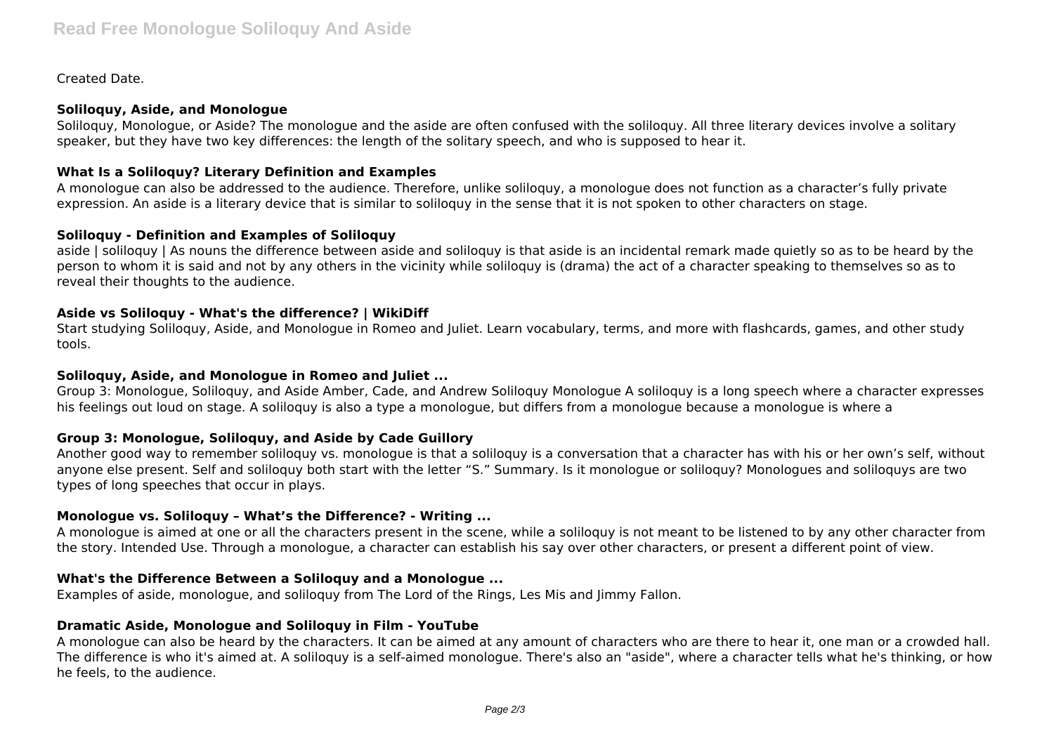Created Date.

### Soliloquy, Aside, and Monologue

Soliloquy, Monologue, or Aside? The monologue and the aside are often confused with the soliloquy. All three literary devices involve a solitary speaker, but they have two key differences: the length of the solitary speech, and who is supposed to hear it.

### What Is a Soliloquy? Literary Definition and Examples

A monologue can also be addressed to the audience. Therefore, unlike soliloquy, a monologue does not function as a character's fully private expression. An aside is a literary device that is similar to soliloquy in the sense that it is not spoken to other characters on stage.

### Soliloquy - Definition and Examples of Soliloquy

aside | soliloquy | As nouns the difference between aside and soliloquy is that aside is an incidental remark made quietly so as to be heard by the person to whom it is said and not by any others in the vicinity while soliloquy is (drama) the act of a character speaking to themselves so as to reveal their thoughts to the audience.

### Aside vs Soliloquy - What's the difference? | WikiDiff

Start studying Soliloquy, Aside, and Monologue in Romeo and Juliet. Learn vocabulary, terms, and more with flashcards, games, and other study tools.

### Soliloquy, Aside, and Monologue in Romeo and Juliet ...

Group 3: Monologue, Soliloquy, and Aside Amber, Cade, and Andrew Soliloquy Monologue A soliloquy is a long speech where a character expresses his feelings out loud on stage. A soliloquy is also a type a monologue, but differs from a monologue because a monologue is where a

### Group 3: Monologue, Soliloquy, and Aside by Cade Guillory

Another good way to remember soliloquy vs. monologue is that a soliloquy is a conversation that a character has with his or her own's self, without anyone else present. Self and soliloquy both start with the letter "S." Summary. Is it monologue or soliloquy? Monologues and soliloquys are two types of long speeches that occur in plays.

### Monologue vs. Soliloquy – What's the Difference? - Writing ...

A monologue is aimed at one or all the characters present in the scene, while a soliloquy is not meant to be listened to by any other character from the story. Intended Use. Through a monologue, a character can establish his say over other characters, or present a different point of view.

### What's the Difference Between a Soliloquy and a Monologue ...

Examples of aside, monologue, and soliloquy from The Lord of the Rings, Les Mis and Jimmy Fallon.

### Dramatic Aside, Monologue and Soliloquy in Film - YouTube

A monologue can also be heard by the characters. It can be aimed at any amount of characters who are there to hear it, one man or a crowded hall. The difference is who it's aimed at. A soliloquy is a self-aimed monologue. There's also an "aside", where a character tells what he's thinking, or how he feels, to the audience.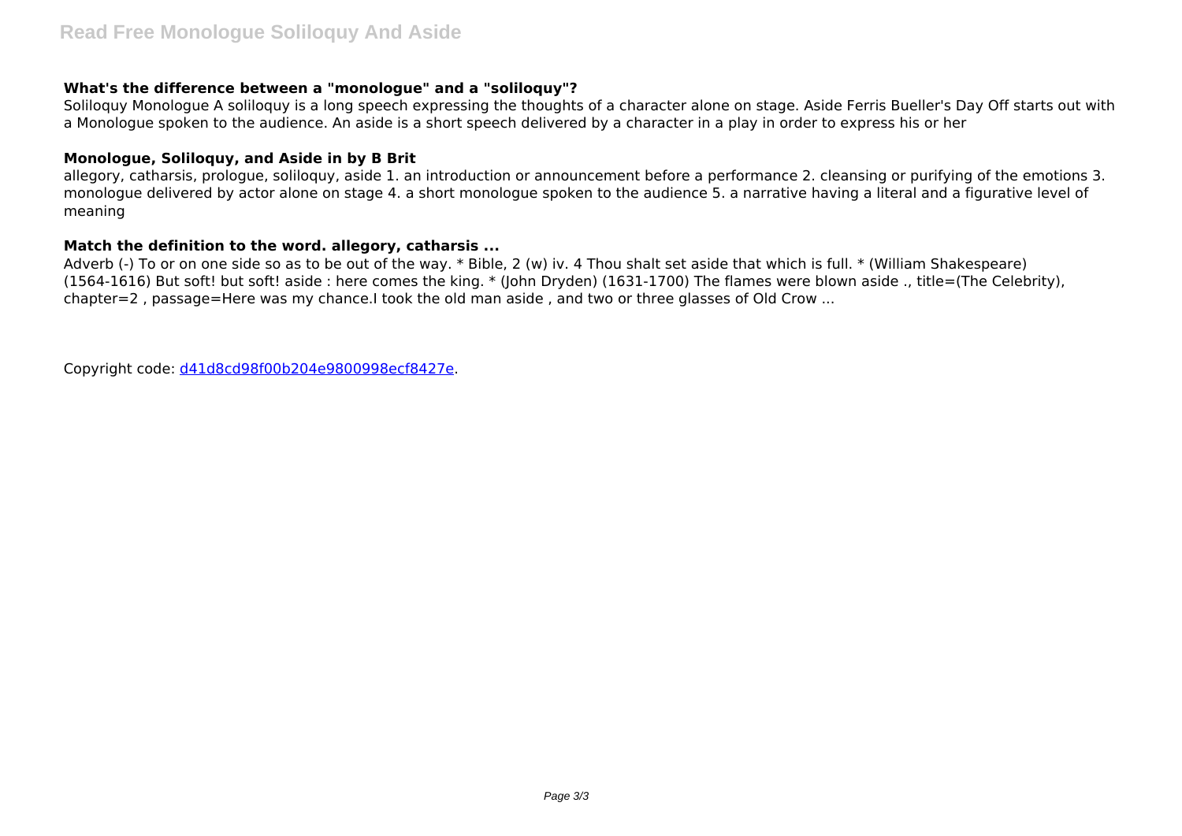### What's the difference between a "monologue" and a "soliloquy"?

Soliloquy Monologue A soliloquy is a long speech expressing the thoughts of a character alone on stage. Aside Ferris Bueller's Day Off starts out with a Monologue spoken to the audience. An aside is a short speech delivered by a character in a play in order to express his or her

### Monologue, Soliloquy, and Aside in by B Brit

allegory, catharsis, prologue, soliloquy, aside 1. an introduction or announcement before a performance 2. cleansing or purifying of the emotions 3. monologue delivered by actor alone on stage 4. a short monologue spoken to the audience 5. a narrative having a literal and a figurative level of meaning

### Match the definition to the word. allegory, catharsis ...

Adverb (-) To or on one side so as to be out of the way. * Bible, 2 (w) iv. 4 Thou shalt set aside that which is full. * (William Shakespeare) (1564-1616) But soft! but soft! aside : here comes the king. * (John Dryden) (1631-1700) The flames were blown aside ., title=(The Celebrity), chapter=2 , passage=Here was my chance.I took the old man aside , and two or three glasses of Old Crow ...

Copyright code: [d41d8cd98f00b204e9800998ecf8427e](d41d8cd98f00b204e9800998ecf8427e).